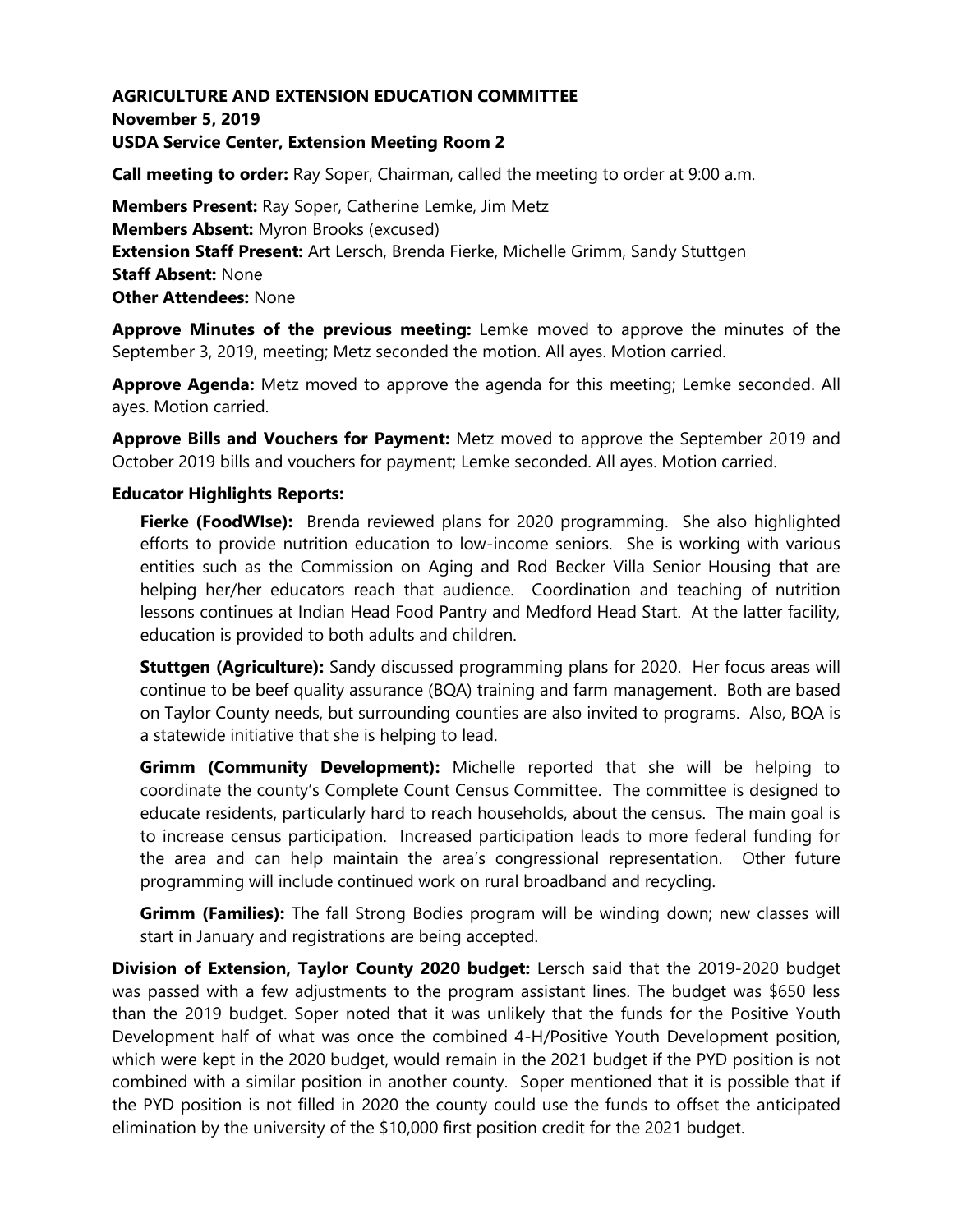**AGRICULTURE AND EXTENSION EDUCATION COMMITTEE**
**November 5, 2019**
**USDA Service Center, Extension Meeting Room 2**

**Call meeting to order:** Ray Soper, Chairman, called the meeting to order at 9:00 a.m.

**Members Present:** Ray Soper, Catherine Lemke, Jim Metz
**Members Absent:** Myron Brooks (excused)
**Extension Staff Present:** Art Lersch, Brenda Fierke, Michelle Grimm, Sandy Stuttgen
**Staff Absent:** None
**Other Attendees:** None

**Approve Minutes of the previous meeting:** Lemke moved to approve the minutes of the September 3, 2019, meeting; Metz seconded the motion. All ayes. Motion carried.

**Approve Agenda:** Metz moved to approve the agenda for this meeting; Lemke seconded. All ayes. Motion carried.

**Approve Bills and Vouchers for Payment:** Metz moved to approve the September 2019 and October 2019 bills and vouchers for payment; Lemke seconded. All ayes. Motion carried.

**Educator Highlights Reports:**

**Fierke (FoodWIse):** Brenda reviewed plans for 2020 programming. She also highlighted efforts to provide nutrition education to low-income seniors. She is working with various entities such as the Commission on Aging and Rod Becker Villa Senior Housing that are helping her/her educators reach that audience. Coordination and teaching of nutrition lessons continues at Indian Head Food Pantry and Medford Head Start. At the latter facility, education is provided to both adults and children.

**Stuttgen (Agriculture):** Sandy discussed programming plans for 2020. Her focus areas will continue to be beef quality assurance (BQA) training and farm management. Both are based on Taylor County needs, but surrounding counties are also invited to programs. Also, BQA is a statewide initiative that she is helping to lead.

**Grimm (Community Development):** Michelle reported that she will be helping to coordinate the county's Complete Count Census Committee. The committee is designed to educate residents, particularly hard to reach households, about the census. The main goal is to increase census participation. Increased participation leads to more federal funding for the area and can help maintain the area's congressional representation. Other future programming will include continued work on rural broadband and recycling.

**Grimm (Families):** The fall Strong Bodies program will be winding down; new classes will start in January and registrations are being accepted.

**Division of Extension, Taylor County 2020 budget:** Lersch said that the 2019-2020 budget was passed with a few adjustments to the program assistant lines. The budget was $650 less than the 2019 budget. Soper noted that it was unlikely that the funds for the Positive Youth Development half of what was once the combined 4-H/Positive Youth Development position, which were kept in the 2020 budget, would remain in the 2021 budget if the PYD position is not combined with a similar position in another county. Soper mentioned that it is possible that if the PYD position is not filled in 2020 the county could use the funds to offset the anticipated elimination by the university of the $10,000 first position credit for the 2021 budget.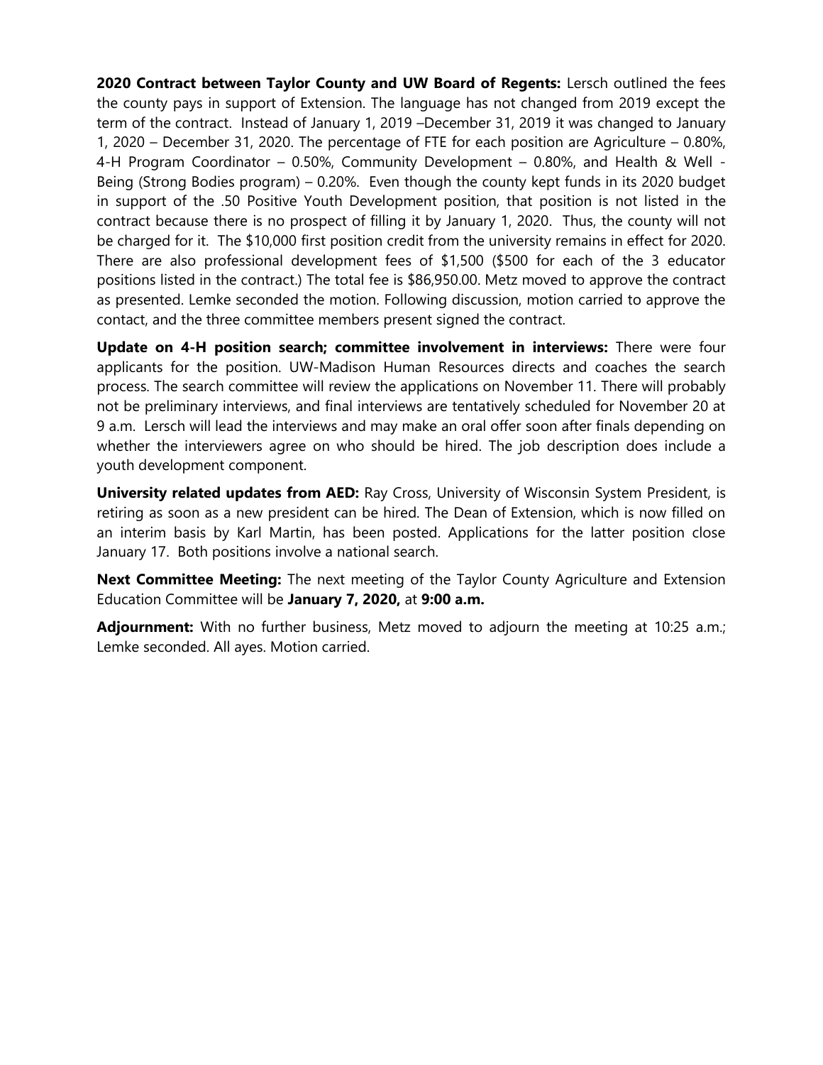**2020 Contract between Taylor County and UW Board of Regents:** Lersch outlined the fees the county pays in support of Extension. The language has not changed from 2019 except the term of the contract. Instead of January 1, 2019 –December 31, 2019 it was changed to January 1, 2020 – December 31, 2020. The percentage of FTE for each position are Agriculture – 0.80%, 4-H Program Coordinator – 0.50%, Community Development – 0.80%, and Health & Well - Being (Strong Bodies program) – 0.20%. Even though the county kept funds in its 2020 budget in support of the .50 Positive Youth Development position, that position is not listed in the contract because there is no prospect of filling it by January 1, 2020. Thus, the county will not be charged for it. The $10,000 first position credit from the university remains in effect for 2020. There are also professional development fees of $1,500 ($500 for each of the 3 educator positions listed in the contract.) The total fee is $86,950.00. Metz moved to approve the contract as presented. Lemke seconded the motion. Following discussion, motion carried to approve the contact, and the three committee members present signed the contract.

**Update on 4-H position search; committee involvement in interviews:** There were four applicants for the position. UW-Madison Human Resources directs and coaches the search process. The search committee will review the applications on November 11. There will probably not be preliminary interviews, and final interviews are tentatively scheduled for November 20 at 9 a.m. Lersch will lead the interviews and may make an oral offer soon after finals depending on whether the interviewers agree on who should be hired. The job description does include a youth development component.

**University related updates from AED:** Ray Cross, University of Wisconsin System President, is retiring as soon as a new president can be hired. The Dean of Extension, which is now filled on an interim basis by Karl Martin, has been posted. Applications for the latter position close January 17. Both positions involve a national search.

**Next Committee Meeting:** The next meeting of the Taylor County Agriculture and Extension Education Committee will be **January 7, 2020,** at **9:00 a.m.**

**Adjournment:** With no further business, Metz moved to adjourn the meeting at 10:25 a.m.; Lemke seconded. All ayes. Motion carried.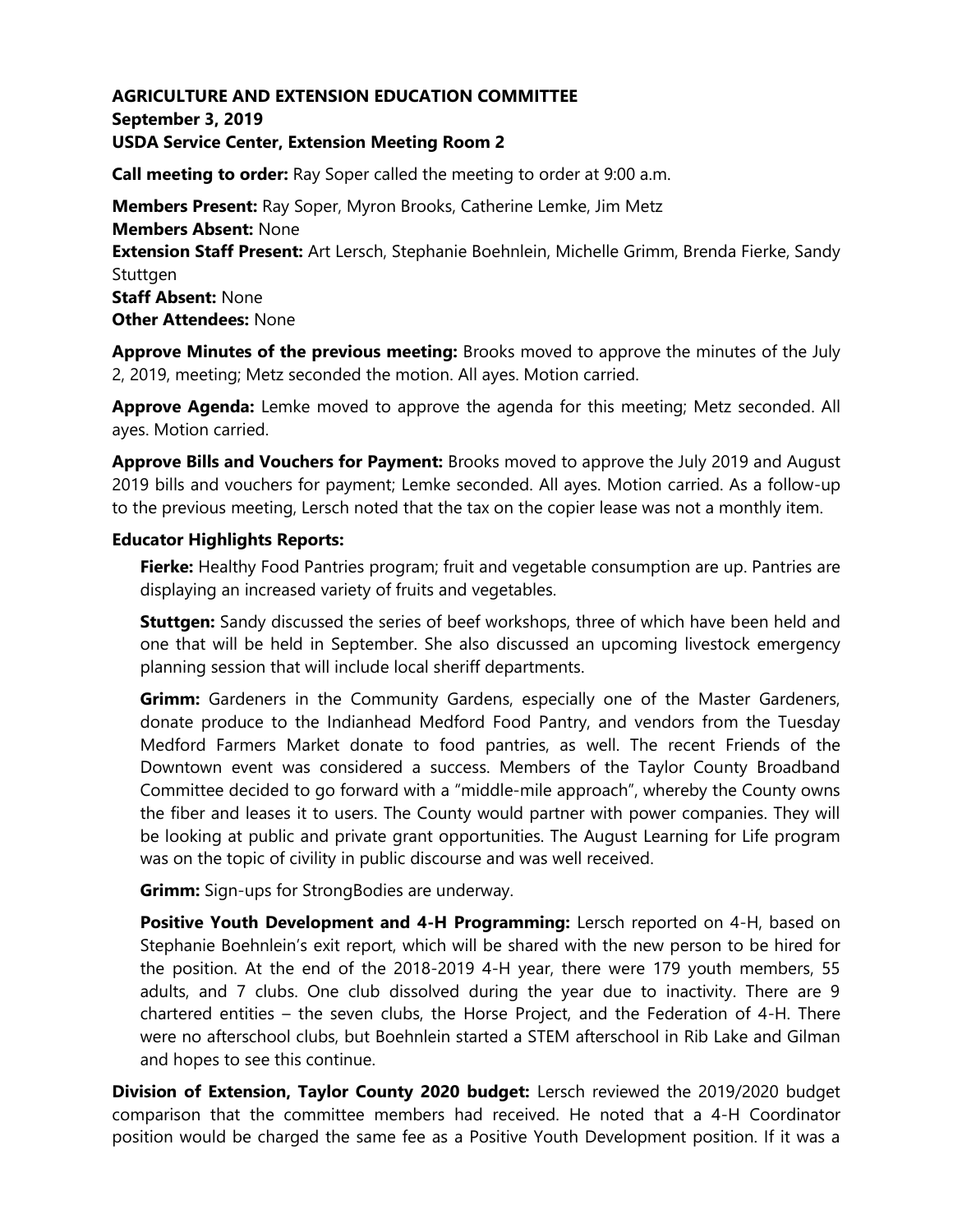**AGRICULTURE AND EXTENSION EDUCATION COMMITTEE**
**September 3, 2019**
**USDA Service Center, Extension Meeting Room 2**

**Call meeting to order:** Ray Soper called the meeting to order at 9:00 a.m.

**Members Present:** Ray Soper, Myron Brooks, Catherine Lemke, Jim Metz
**Members Absent:** None
**Extension Staff Present:** Art Lersch, Stephanie Boehnlein, Michelle Grimm, Brenda Fierke, Sandy Stuttgen
**Staff Absent:** None
**Other Attendees:** None

**Approve Minutes of the previous meeting:** Brooks moved to approve the minutes of the July 2, 2019, meeting; Metz seconded the motion. All ayes. Motion carried.

**Approve Agenda:** Lemke moved to approve the agenda for this meeting; Metz seconded. All ayes. Motion carried.

**Approve Bills and Vouchers for Payment:** Brooks moved to approve the July 2019 and August 2019 bills and vouchers for payment; Lemke seconded. All ayes. Motion carried. As a follow-up to the previous meeting, Lersch noted that the tax on the copier lease was not a monthly item.

**Educator Highlights Reports:**

**Fierke:** Healthy Food Pantries program; fruit and vegetable consumption are up. Pantries are displaying an increased variety of fruits and vegetables.

**Stuttgen:** Sandy discussed the series of beef workshops, three of which have been held and one that will be held in September. She also discussed an upcoming livestock emergency planning session that will include local sheriff departments.

**Grimm:** Gardeners in the Community Gardens, especially one of the Master Gardeners, donate produce to the Indianhead Medford Food Pantry, and vendors from the Tuesday Medford Farmers Market donate to food pantries, as well. The recent Friends of the Downtown event was considered a success. Members of the Taylor County Broadband Committee decided to go forward with a "middle-mile approach", whereby the County owns the fiber and leases it to users. The County would partner with power companies. They will be looking at public and private grant opportunities. The August Learning for Life program was on the topic of civility in public discourse and was well received.

**Grimm:** Sign-ups for StrongBodies are underway.

**Positive Youth Development and 4-H Programming:** Lersch reported on 4-H, based on Stephanie Boehnlein's exit report, which will be shared with the new person to be hired for the position. At the end of the 2018-2019 4-H year, there were 179 youth members, 55 adults, and 7 clubs. One club dissolved during the year due to inactivity. There are 9 chartered entities – the seven clubs, the Horse Project, and the Federation of 4-H. There were no afterschool clubs, but Boehnlein started a STEM afterschool in Rib Lake and Gilman and hopes to see this continue.

**Division of Extension, Taylor County 2020 budget:** Lersch reviewed the 2019/2020 budget comparison that the committee members had received. He noted that a 4-H Coordinator position would be charged the same fee as a Positive Youth Development position. If it was a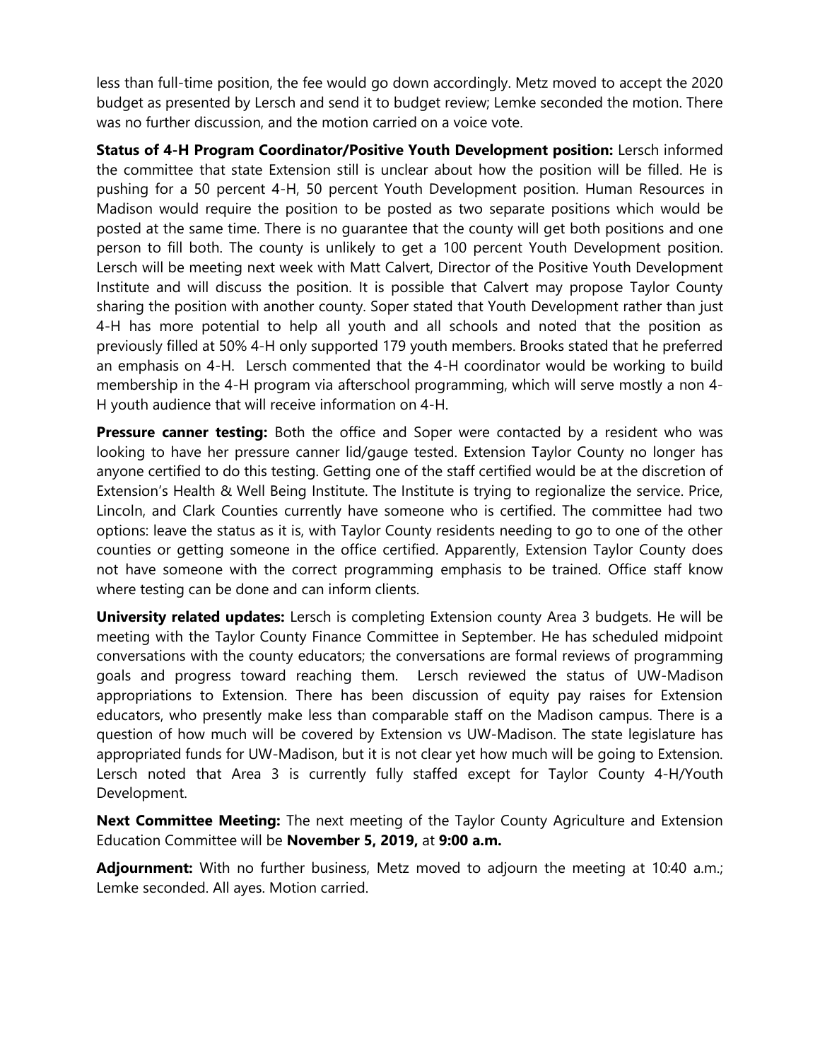less than full-time position, the fee would go down accordingly. Metz moved to accept the 2020 budget as presented by Lersch and send it to budget review; Lemke seconded the motion. There was no further discussion, and the motion carried on a voice vote.

**Status of 4-H Program Coordinator/Positive Youth Development position:** Lersch informed the committee that state Extension still is unclear about how the position will be filled. He is pushing for a 50 percent 4-H, 50 percent Youth Development position. Human Resources in Madison would require the position to be posted as two separate positions which would be posted at the same time. There is no guarantee that the county will get both positions and one person to fill both. The county is unlikely to get a 100 percent Youth Development position. Lersch will be meeting next week with Matt Calvert, Director of the Positive Youth Development Institute and will discuss the position. It is possible that Calvert may propose Taylor County sharing the position with another county. Soper stated that Youth Development rather than just 4-H has more potential to help all youth and all schools and noted that the position as previously filled at 50% 4-H only supported 179 youth members. Brooks stated that he preferred an emphasis on 4-H. Lersch commented that the 4-H coordinator would be working to build membership in the 4-H program via afterschool programming, which will serve mostly a non 4-H youth audience that will receive information on 4-H.

**Pressure canner testing:** Both the office and Soper were contacted by a resident who was looking to have her pressure canner lid/gauge tested. Extension Taylor County no longer has anyone certified to do this testing. Getting one of the staff certified would be at the discretion of Extension's Health & Well Being Institute. The Institute is trying to regionalize the service. Price, Lincoln, and Clark Counties currently have someone who is certified. The committee had two options: leave the status as it is, with Taylor County residents needing to go to one of the other counties or getting someone in the office certified. Apparently, Extension Taylor County does not have someone with the correct programming emphasis to be trained. Office staff know where testing can be done and can inform clients.

**University related updates:** Lersch is completing Extension county Area 3 budgets. He will be meeting with the Taylor County Finance Committee in September. He has scheduled midpoint conversations with the county educators; the conversations are formal reviews of programming goals and progress toward reaching them. Lersch reviewed the status of UW-Madison appropriations to Extension. There has been discussion of equity pay raises for Extension educators, who presently make less than comparable staff on the Madison campus. There is a question of how much will be covered by Extension vs UW-Madison. The state legislature has appropriated funds for UW-Madison, but it is not clear yet how much will be going to Extension. Lersch noted that Area 3 is currently fully staffed except for Taylor County 4-H/Youth Development.

**Next Committee Meeting:** The next meeting of the Taylor County Agriculture and Extension Education Committee will be **November 5, 2019,** at **9:00 a.m.**

**Adjournment:** With no further business, Metz moved to adjourn the meeting at 10:40 a.m.; Lemke seconded. All ayes. Motion carried.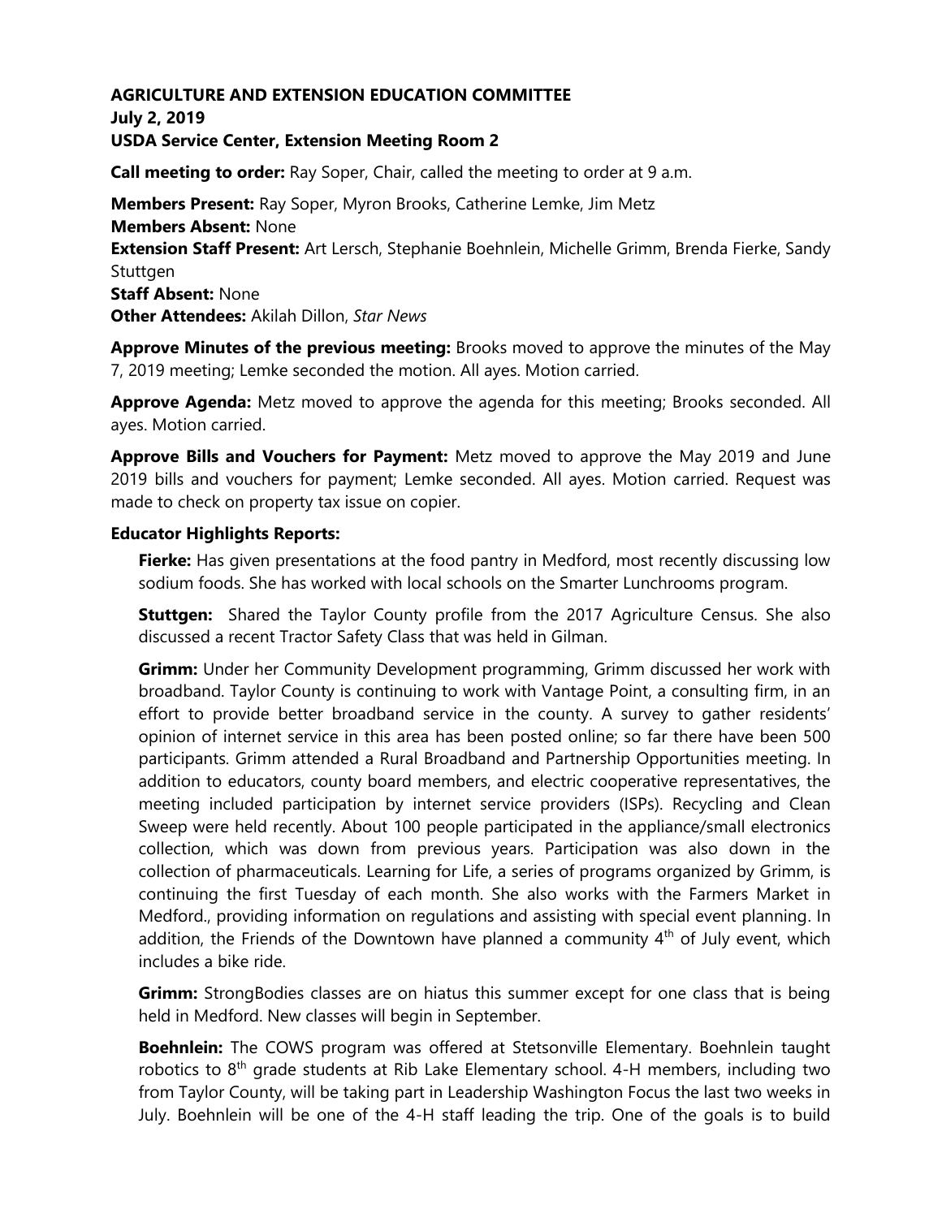**AGRICULTURE AND EXTENSION EDUCATION COMMITTEE**
**July 2, 2019**
**USDA Service Center, Extension Meeting Room 2**

**Call meeting to order:** Ray Soper, Chair, called the meeting to order at 9 a.m.

**Members Present:** Ray Soper, Myron Brooks, Catherine Lemke, Jim Metz
**Members Absent:** None
**Extension Staff Present:** Art Lersch, Stephanie Boehnlein, Michelle Grimm, Brenda Fierke, Sandy Stuttgen
**Staff Absent:** None
**Other Attendees:** Akilah Dillon, *Star News*

**Approve Minutes of the previous meeting:** Brooks moved to approve the minutes of the May 7, 2019 meeting; Lemke seconded the motion. All ayes. Motion carried.

**Approve Agenda:** Metz moved to approve the agenda for this meeting; Brooks seconded. All ayes. Motion carried.

**Approve Bills and Vouchers for Payment:** Metz moved to approve the May 2019 and June 2019 bills and vouchers for payment; Lemke seconded. All ayes. Motion carried. Request was made to check on property tax issue on copier.

**Educator Highlights Reports:**

**Fierke:** Has given presentations at the food pantry in Medford, most recently discussing low sodium foods. She has worked with local schools on the Smarter Lunchrooms program.

**Stuttgen:** Shared the Taylor County profile from the 2017 Agriculture Census. She also discussed a recent Tractor Safety Class that was held in Gilman.

**Grimm:** Under her Community Development programming, Grimm discussed her work with broadband. Taylor County is continuing to work with Vantage Point, a consulting firm, in an effort to provide better broadband service in the county. A survey to gather residents' opinion of internet service in this area has been posted online; so far there have been 500 participants. Grimm attended a Rural Broadband and Partnership Opportunities meeting. In addition to educators, county board members, and electric cooperative representatives, the meeting included participation by internet service providers (ISPs). Recycling and Clean Sweep were held recently. About 100 people participated in the appliance/small electronics collection, which was down from previous years. Participation was also down in the collection of pharmaceuticals. Learning for Life, a series of programs organized by Grimm, is continuing the first Tuesday of each month. She also works with the Farmers Market in Medford., providing information on regulations and assisting with special event planning. In addition, the Friends of the Downtown have planned a community 4th of July event, which includes a bike ride.

**Grimm:** StrongBodies classes are on hiatus this summer except for one class that is being held in Medford. New classes will begin in September.

**Boehnlein:** The COWS program was offered at Stetsonville Elementary. Boehnlein taught robotics to 8th grade students at Rib Lake Elementary school. 4-H members, including two from Taylor County, will be taking part in Leadership Washington Focus the last two weeks in July. Boehnlein will be one of the 4-H staff leading the trip. One of the goals is to build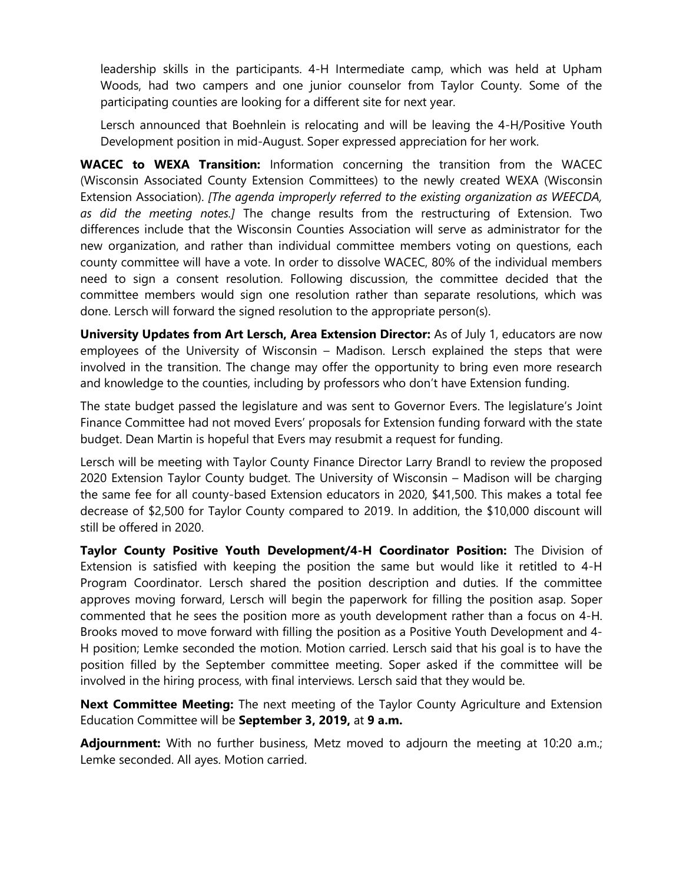leadership skills in the participants. 4-H Intermediate camp, which was held at Upham Woods, had two campers and one junior counselor from Taylor County. Some of the participating counties are looking for a different site for next year.

Lersch announced that Boehnlein is relocating and will be leaving the 4-H/Positive Youth Development position in mid-August. Soper expressed appreciation for her work.

**WACEC to WEXA Transition:** Information concerning the transition from the WACEC (Wisconsin Associated County Extension Committees) to the newly created WEXA (Wisconsin Extension Association). *[The agenda improperly referred to the existing organization as WEECDA, as did the meeting notes.]* The change results from the restructuring of Extension. Two differences include that the Wisconsin Counties Association will serve as administrator for the new organization, and rather than individual committee members voting on questions, each county committee will have a vote. In order to dissolve WACEC, 80% of the individual members need to sign a consent resolution. Following discussion, the committee decided that the committee members would sign one resolution rather than separate resolutions, which was done. Lersch will forward the signed resolution to the appropriate person(s).

**University Updates from Art Lersch, Area Extension Director:** As of July 1, educators are now employees of the University of Wisconsin – Madison. Lersch explained the steps that were involved in the transition. The change may offer the opportunity to bring even more research and knowledge to the counties, including by professors who don't have Extension funding.

The state budget passed the legislature and was sent to Governor Evers. The legislature's Joint Finance Committee had not moved Evers' proposals for Extension funding forward with the state budget. Dean Martin is hopeful that Evers may resubmit a request for funding.

Lersch will be meeting with Taylor County Finance Director Larry Brandl to review the proposed 2020 Extension Taylor County budget. The University of Wisconsin – Madison will be charging the same fee for all county-based Extension educators in 2020, $41,500. This makes a total fee decrease of $2,500 for Taylor County compared to 2019. In addition, the $10,000 discount will still be offered in 2020.

**Taylor County Positive Youth Development/4-H Coordinator Position:** The Division of Extension is satisfied with keeping the position the same but would like it retitled to 4-H Program Coordinator. Lersch shared the position description and duties. If the committee approves moving forward, Lersch will begin the paperwork for filling the position asap. Soper commented that he sees the position more as youth development rather than a focus on 4-H. Brooks moved to move forward with filling the position as a Positive Youth Development and 4-H position; Lemke seconded the motion. Motion carried. Lersch said that his goal is to have the position filled by the September committee meeting. Soper asked if the committee will be involved in the hiring process, with final interviews. Lersch said that they would be.

**Next Committee Meeting:** The next meeting of the Taylor County Agriculture and Extension Education Committee will be **September 3, 2019,** at **9 a.m.**

**Adjournment:** With no further business, Metz moved to adjourn the meeting at 10:20 a.m.; Lemke seconded. All ayes. Motion carried.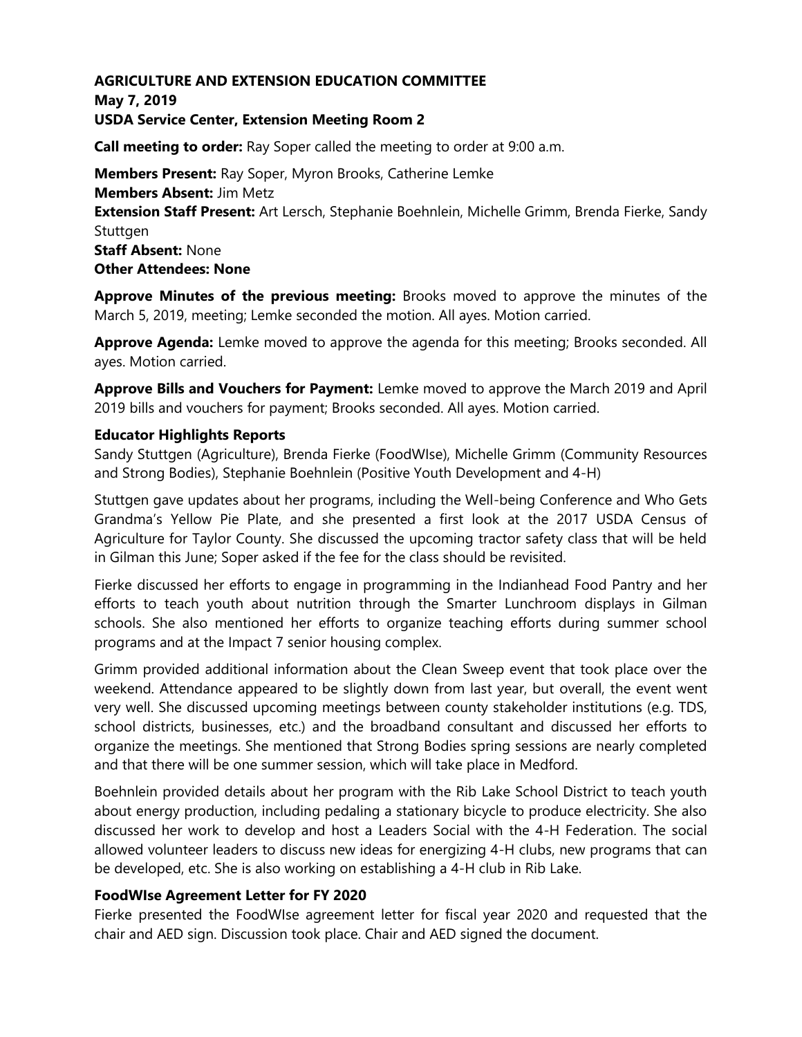**AGRICULTURE AND EXTENSION EDUCATION COMMITTEE**
**May 7, 2019**
**USDA Service Center, Extension Meeting Room 2**

**Call meeting to order:** Ray Soper called the meeting to order at 9:00 a.m.

**Members Present:** Ray Soper, Myron Brooks, Catherine Lemke
**Members Absent:** Jim Metz
**Extension Staff Present:** Art Lersch, Stephanie Boehnlein, Michelle Grimm, Brenda Fierke, Sandy Stuttgen
**Staff Absent:** None
**Other Attendees: None**

**Approve Minutes of the previous meeting:** Brooks moved to approve the minutes of the March 5, 2019, meeting; Lemke seconded the motion. All ayes. Motion carried.

**Approve Agenda:** Lemke moved to approve the agenda for this meeting; Brooks seconded. All ayes. Motion carried.

**Approve Bills and Vouchers for Payment:** Lemke moved to approve the March 2019 and April 2019 bills and vouchers for payment; Brooks seconded. All ayes. Motion carried.

**Educator Highlights Reports**

Sandy Stuttgen (Agriculture), Brenda Fierke (FoodWIse), Michelle Grimm (Community Resources and Strong Bodies), Stephanie Boehnlein (Positive Youth Development and 4-H)

Stuttgen gave updates about her programs, including the Well-being Conference and Who Gets Grandma's Yellow Pie Plate, and she presented a first look at the 2017 USDA Census of Agriculture for Taylor County. She discussed the upcoming tractor safety class that will be held in Gilman this June; Soper asked if the fee for the class should be revisited.

Fierke discussed her efforts to engage in programming in the Indianhead Food Pantry and her efforts to teach youth about nutrition through the Smarter Lunchroom displays in Gilman schools. She also mentioned her efforts to organize teaching efforts during summer school programs and at the Impact 7 senior housing complex.

Grimm provided additional information about the Clean Sweep event that took place over the weekend. Attendance appeared to be slightly down from last year, but overall, the event went very well. She discussed upcoming meetings between county stakeholder institutions (e.g. TDS, school districts, businesses, etc.) and the broadband consultant and discussed her efforts to organize the meetings. She mentioned that Strong Bodies spring sessions are nearly completed and that there will be one summer session, which will take place in Medford.

Boehnlein provided details about her program with the Rib Lake School District to teach youth about energy production, including pedaling a stationary bicycle to produce electricity. She also discussed her work to develop and host a Leaders Social with the 4-H Federation. The social allowed volunteer leaders to discuss new ideas for energizing 4-H clubs, new programs that can be developed, etc. She is also working on establishing a 4-H club in Rib Lake.

**FoodWIse Agreement Letter for FY 2020**

Fierke presented the FoodWIse agreement letter for fiscal year 2020 and requested that the chair and AED sign. Discussion took place. Chair and AED signed the document.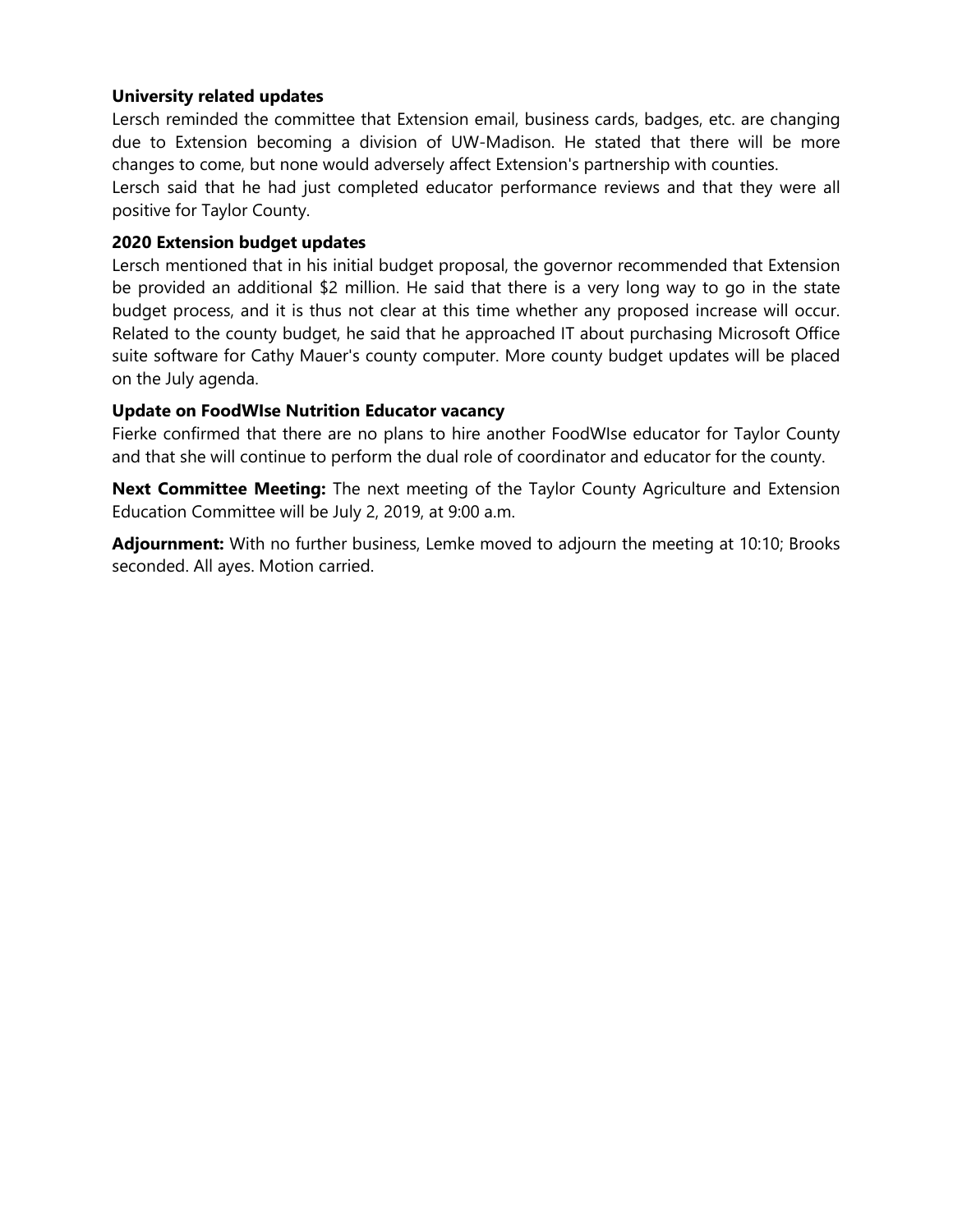**University related updates**

Lersch reminded the committee that Extension email, business cards, badges, etc. are changing due to Extension becoming a division of UW-Madison. He stated that there will be more changes to come, but none would adversely affect Extension's partnership with counties.

Lersch said that he had just completed educator performance reviews and that they were all positive for Taylor County.

**2020 Extension budget updates**

Lersch mentioned that in his initial budget proposal, the governor recommended that Extension be provided an additional $2 million. He said that there is a very long way to go in the state budget process, and it is thus not clear at this time whether any proposed increase will occur. Related to the county budget, he said that he approached IT about purchasing Microsoft Office suite software for Cathy Mauer's county computer. More county budget updates will be placed on the July agenda.

**Update on FoodWIse Nutrition Educator vacancy**

Fierke confirmed that there are no plans to hire another FoodWIse educator for Taylor County and that she will continue to perform the dual role of coordinator and educator for the county.

**Next Committee Meeting:** The next meeting of the Taylor County Agriculture and Extension Education Committee will be July 2, 2019, at 9:00 a.m.

**Adjournment:** With no further business, Lemke moved to adjourn the meeting at 10:10; Brooks seconded. All ayes. Motion carried.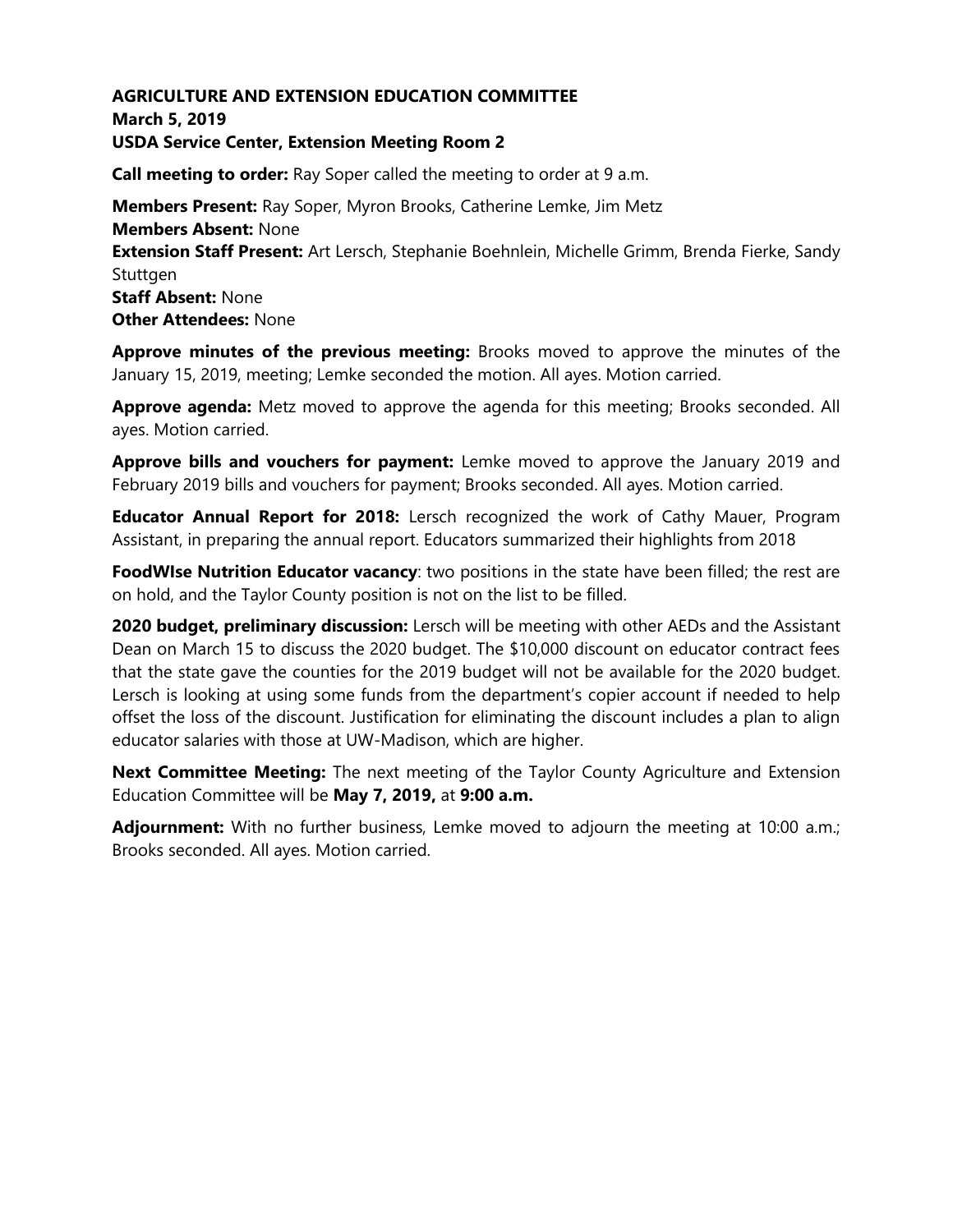**AGRICULTURE AND EXTENSION EDUCATION COMMITTEE**
**March 5, 2019**
**USDA Service Center, Extension Meeting Room 2**

**Call meeting to order:** Ray Soper called the meeting to order at 9 a.m.

**Members Present:** Ray Soper, Myron Brooks, Catherine Lemke, Jim Metz
**Members Absent:** None
**Extension Staff Present:** Art Lersch, Stephanie Boehnlein, Michelle Grimm, Brenda Fierke, Sandy Stuttgen
**Staff Absent:** None
**Other Attendees:** None

**Approve minutes of the previous meeting:** Brooks moved to approve the minutes of the January 15, 2019, meeting; Lemke seconded the motion. All ayes. Motion carried.

**Approve agenda:** Metz moved to approve the agenda for this meeting; Brooks seconded. All ayes. Motion carried.

**Approve bills and vouchers for payment:** Lemke moved to approve the January 2019 and February 2019 bills and vouchers for payment; Brooks seconded. All ayes. Motion carried.

**Educator Annual Report for 2018:** Lersch recognized the work of Cathy Mauer, Program Assistant, in preparing the annual report. Educators summarized their highlights from 2018

**FoodWIse Nutrition Educator vacancy**: two positions in the state have been filled; the rest are on hold, and the Taylor County position is not on the list to be filled.

**2020 budget, preliminary discussion:** Lersch will be meeting with other AEDs and the Assistant Dean on March 15 to discuss the 2020 budget. The $10,000 discount on educator contract fees that the state gave the counties for the 2019 budget will not be available for the 2020 budget. Lersch is looking at using some funds from the department's copier account if needed to help offset the loss of the discount. Justification for eliminating the discount includes a plan to align educator salaries with those at UW-Madison, which are higher.

**Next Committee Meeting:** The next meeting of the Taylor County Agriculture and Extension Education Committee will be **May 7, 2019,** at **9:00 a.m.**

**Adjournment:** With no further business, Lemke moved to adjourn the meeting at 10:00 a.m.; Brooks seconded. All ayes. Motion carried.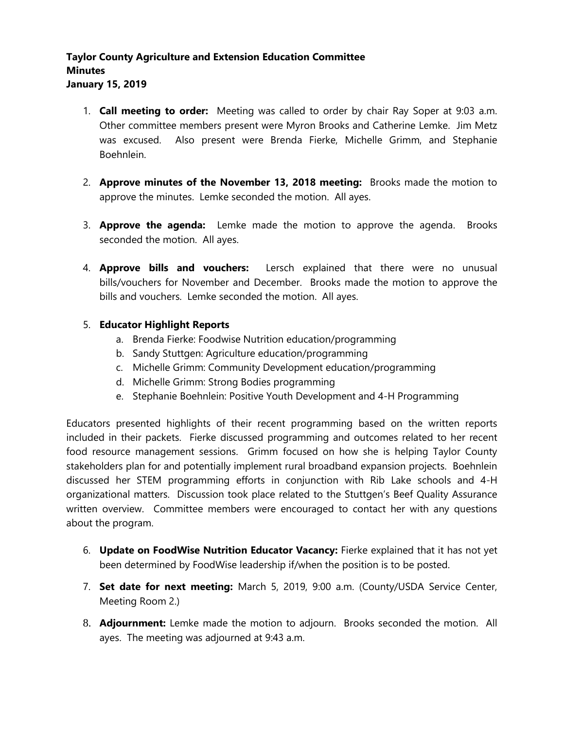**Taylor County Agriculture and Extension Education Committee**
**Minutes**
**January 15, 2019**

1. **Call meeting to order:** Meeting was called to order by chair Ray Soper at 9:03 a.m. Other committee members present were Myron Brooks and Catherine Lemke. Jim Metz was excused. Also present were Brenda Fierke, Michelle Grimm, and Stephanie Boehnlein.

2. **Approve minutes of the November 13, 2018 meeting:** Brooks made the motion to approve the minutes. Lemke seconded the motion. All ayes.

3. **Approve the agenda:** Lemke made the motion to approve the agenda. Brooks seconded the motion. All ayes.

4. **Approve bills and vouchers:** Lersch explained that there were no unusual bills/vouchers for November and December. Brooks made the motion to approve the bills and vouchers. Lemke seconded the motion. All ayes.

5. **Educator Highlight Reports**
   a. Brenda Fierke: Foodwise Nutrition education/programming
   b. Sandy Stuttgen: Agriculture education/programming
   c. Michelle Grimm: Community Development education/programming
   d. Michelle Grimm: Strong Bodies programming
   e. Stephanie Boehnlein: Positive Youth Development and 4-H Programming

Educators presented highlights of their recent programming based on the written reports included in their packets. Fierke discussed programming and outcomes related to her recent food resource management sessions. Grimm focused on how she is helping Taylor County stakeholders plan for and potentially implement rural broadband expansion projects. Boehnlein discussed her STEM programming efforts in conjunction with Rib Lake schools and 4-H organizational matters. Discussion took place related to the Stuttgen's Beef Quality Assurance written overview. Committee members were encouraged to contact her with any questions about the program.

6. **Update on FoodWise Nutrition Educator Vacancy:** Fierke explained that it has not yet been determined by FoodWise leadership if/when the position is to be posted.

7. **Set date for next meeting:** March 5, 2019, 9:00 a.m. (County/USDA Service Center, Meeting Room 2.)

8. **Adjournment:** Lemke made the motion to adjourn. Brooks seconded the motion. All ayes. The meeting was adjourned at 9:43 a.m.